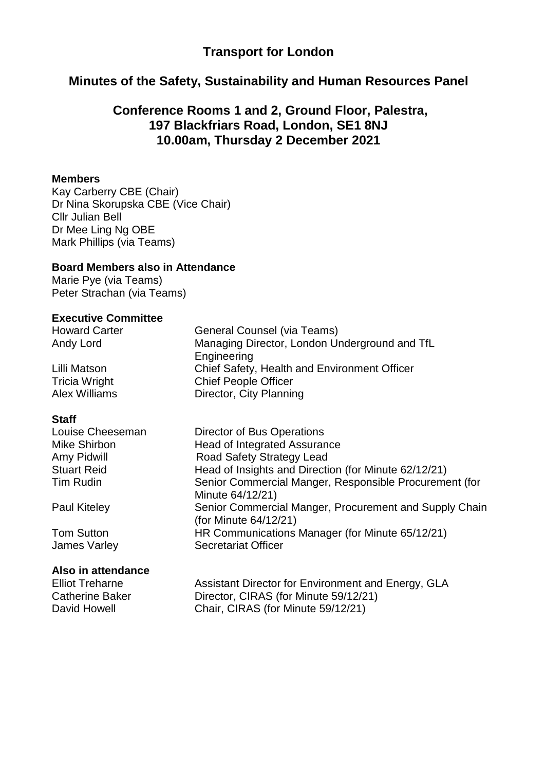# Transport for London

## Minutes of the Safety, Sustainability and Human Resources Panel

### Conference Rooms 1 and 2, Ground Floor, Palestra, 197 Blackfriars Road, London, SE1 8NJ 10.00am, Thursday 2 December 2021

**Members**

Kay Carberry CBE (Chair)
Dr Nina Skorupska CBE (Vice Chair)
Cllr Julian Bell
Dr Mee Ling Ng OBE
Mark Phillips (via Teams)

**Board Members also in Attendance**

Marie Pye (via Teams)
Peter Strachan (via Teams)

**Executive Committee**

| | |
|---|---|
| Howard Carter | General Counsel (via Teams) |
| Andy Lord | Managing Director, London Underground and TfL Engineering |
| Lilli Matson | Chief Safety, Health and Environment Officer |
| Tricia Wright | Chief People Officer |
| Alex Williams | Director, City Planning |

**Staff**

| | |
|---|---|
| Louise Cheeseman | Director of Bus Operations |
| Mike Shirbon | Head of Integrated Assurance |
| Amy Pidwill | Road Safety Strategy Lead |
| Stuart Reid | Head of Insights and Direction (for Minute 62/12/21) |
| Tim Rudin | Senior Commercial Manger, Responsible Procurement (for Minute 64/12/21) |
| Paul Kiteley | Senior Commercial Manger, Procurement and Supply Chain (for Minute 64/12/21) |
| Tom Sutton | HR Communications Manager (for Minute 65/12/21) |
| James Varley | Secretariat Officer |

**Also in attendance**

| | |
|---|---|
| Elliot Treharne | Assistant Director for Environment and Energy, GLA |
| Catherine Baker | Director, CIRAS (for Minute 59/12/21) |
| David Howell | Chair, CIRAS (for Minute 59/12/21) |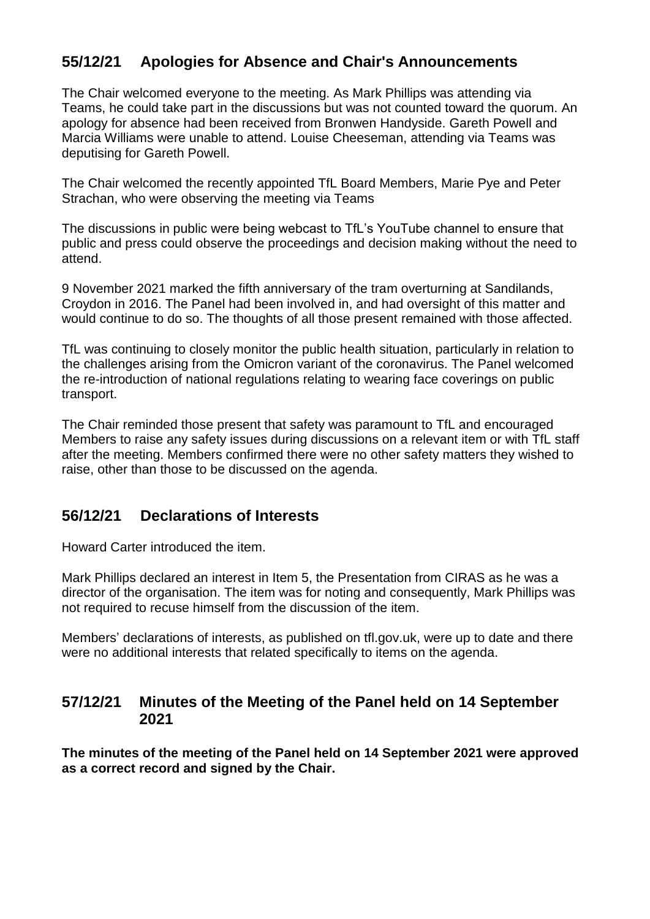## 55/12/21 Apologies for Absence and Chair's Announcements

The Chair welcomed everyone to the meeting. As Mark Phillips was attending via Teams, he could take part in the discussions but was not counted toward the quorum. An apology for absence had been received from Bronwen Handyside. Gareth Powell and Marcia Williams were unable to attend. Louise Cheeseman, attending via Teams was deputising for Gareth Powell.

The Chair welcomed the recently appointed TfL Board Members, Marie Pye and Peter Strachan, who were observing the meeting via Teams

The discussions in public were being webcast to TfL's YouTube channel to ensure that public and press could observe the proceedings and decision making without the need to attend.

9 November 2021 marked the fifth anniversary of the tram overturning at Sandilands, Croydon in 2016. The Panel had been involved in, and had oversight of this matter and would continue to do so. The thoughts of all those present remained with those affected.

TfL was continuing to closely monitor the public health situation, particularly in relation to the challenges arising from the Omicron variant of the coronavirus. The Panel welcomed the re-introduction of national regulations relating to wearing face coverings on public transport.

The Chair reminded those present that safety was paramount to TfL and encouraged Members to raise any safety issues during discussions on a relevant item or with TfL staff after the meeting. Members confirmed there were no other safety matters they wished to raise, other than those to be discussed on the agenda.

## 56/12/21 Declarations of Interests

Howard Carter introduced the item.

Mark Phillips declared an interest in Item 5, the Presentation from CIRAS as he was a director of the organisation. The item was for noting and consequently, Mark Phillips was not required to recuse himself from the discussion of the item.

Members' declarations of interests, as published on tfl.gov.uk, were up to date and there were no additional interests that related specifically to items on the agenda.

## 57/12/21 Minutes of the Meeting of the Panel held on 14 September 2021

**The minutes of the meeting of the Panel held on 14 September 2021 were approved as a correct record and signed by the Chair.**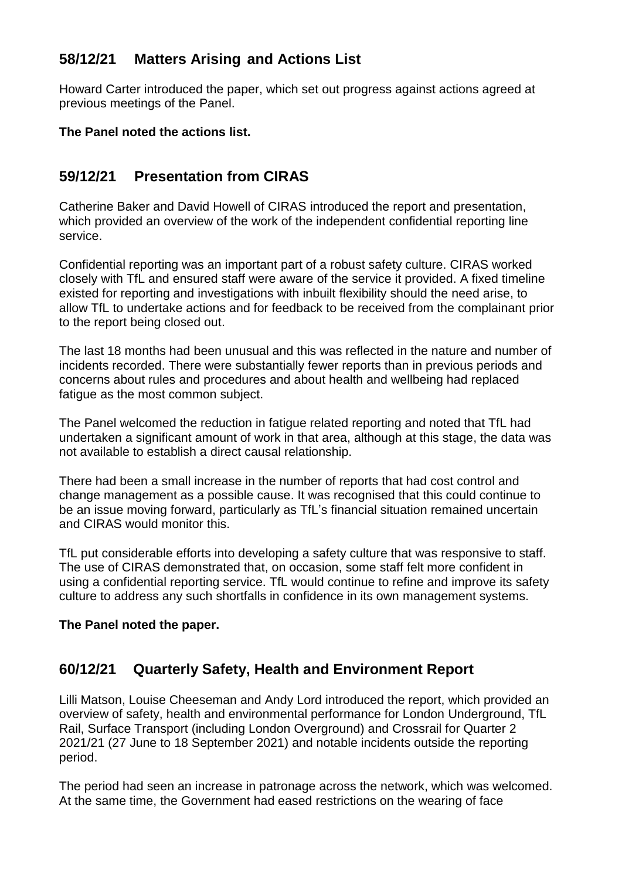## 58/12/21 Matters Arising and Actions List

Howard Carter introduced the paper, which set out progress against actions agreed at previous meetings of the Panel.

**The Panel noted the actions list.**

## 59/12/21 Presentation from CIRAS

Catherine Baker and David Howell of CIRAS introduced the report and presentation, which provided an overview of the work of the independent confidential reporting line service.

Confidential reporting was an important part of a robust safety culture. CIRAS worked closely with TfL and ensured staff were aware of the service it provided. A fixed timeline existed for reporting and investigations with inbuilt flexibility should the need arise, to allow TfL to undertake actions and for feedback to be received from the complainant prior to the report being closed out.

The last 18 months had been unusual and this was reflected in the nature and number of incidents recorded. There were substantially fewer reports than in previous periods and concerns about rules and procedures and about health and wellbeing had replaced fatigue as the most common subject.

The Panel welcomed the reduction in fatigue related reporting and noted that TfL had undertaken a significant amount of work in that area, although at this stage, the data was not available to establish a direct causal relationship.

There had been a small increase in the number of reports that had cost control and change management as a possible cause. It was recognised that this could continue to be an issue moving forward, particularly as TfL's financial situation remained uncertain and CIRAS would monitor this.

TfL put considerable efforts into developing a safety culture that was responsive to staff. The use of CIRAS demonstrated that, on occasion, some staff felt more confident in using a confidential reporting service. TfL would continue to refine and improve its safety culture to address any such shortfalls in confidence in its own management systems.

**The Panel noted the paper.**

## 60/12/21 Quarterly Safety, Health and Environment Report

Lilli Matson, Louise Cheeseman and Andy Lord introduced the report, which provided an overview of safety, health and environmental performance for London Underground, TfL Rail, Surface Transport (including London Overground) and Crossrail for Quarter 2 2021/21 (27 June to 18 September 2021) and notable incidents outside the reporting period.

The period had seen an increase in patronage across the network, which was welcomed. At the same time, the Government had eased restrictions on the wearing of face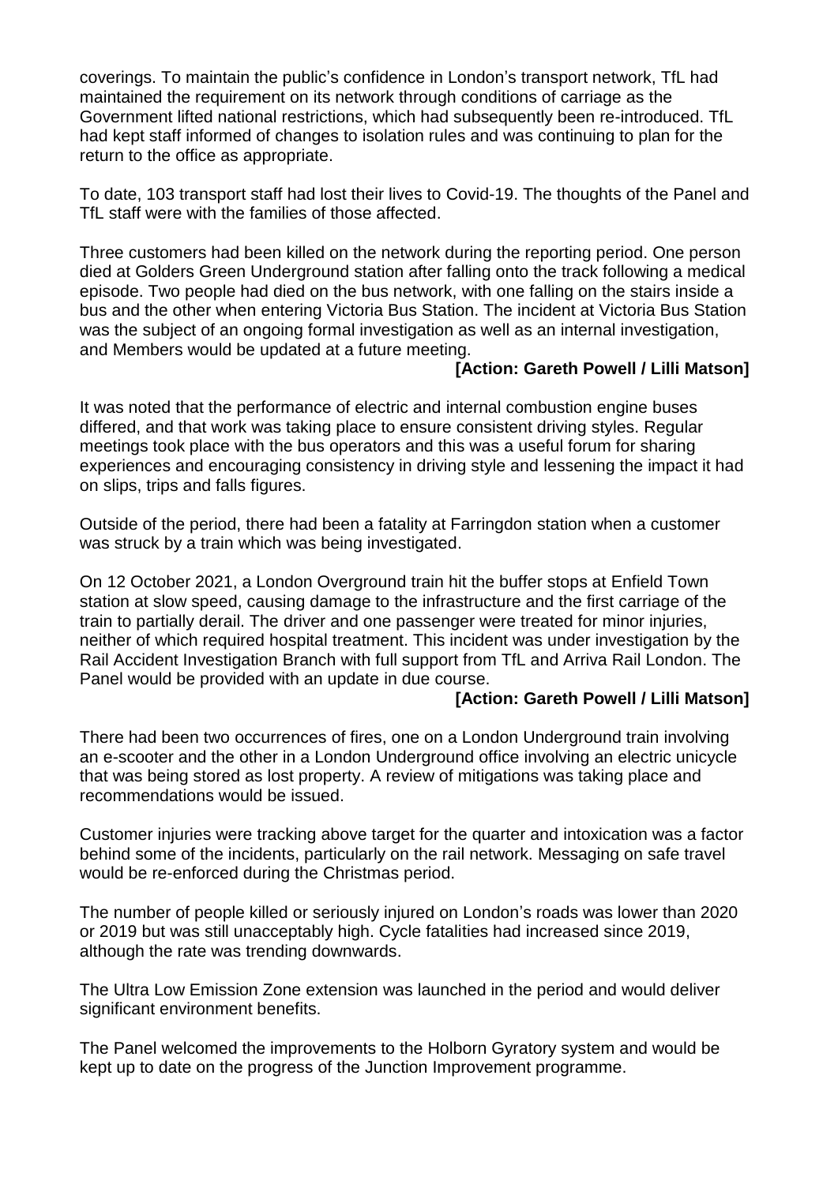coverings. To maintain the public's confidence in London's transport network, TfL had maintained the requirement on its network through conditions of carriage as the Government lifted national restrictions, which had subsequently been re-introduced. TfL had kept staff informed of changes to isolation rules and was continuing to plan for the return to the office as appropriate.

To date, 103 transport staff had lost their lives to Covid-19. The thoughts of the Panel and TfL staff were with the families of those affected.

Three customers had been killed on the network during the reporting period. One person died at Golders Green Underground station after falling onto the track following a medical episode. Two people had died on the bus network, with one falling on the stairs inside a bus and the other when entering Victoria Bus Station. The incident at Victoria Bus Station was the subject of an ongoing formal investigation as well as an internal investigation, and Members would be updated at a future meeting.

**[Action: Gareth Powell / Lilli Matson]**

It was noted that the performance of electric and internal combustion engine buses differed, and that work was taking place to ensure consistent driving styles. Regular meetings took place with the bus operators and this was a useful forum for sharing experiences and encouraging consistency in driving style and lessening the impact it had on slips, trips and falls figures.

Outside of the period, there had been a fatality at Farringdon station when a customer was struck by a train which was being investigated.

On 12 October 2021, a London Overground train hit the buffer stops at Enfield Town station at slow speed, causing damage to the infrastructure and the first carriage of the train to partially derail. The driver and one passenger were treated for minor injuries, neither of which required hospital treatment. This incident was under investigation by the Rail Accident Investigation Branch with full support from TfL and Arriva Rail London. The Panel would be provided with an update in due course.

**[Action: Gareth Powell / Lilli Matson]**

There had been two occurrences of fires, one on a London Underground train involving an e-scooter and the other in a London Underground office involving an electric unicycle that was being stored as lost property. A review of mitigations was taking place and recommendations would be issued.

Customer injuries were tracking above target for the quarter and intoxication was a factor behind some of the incidents, particularly on the rail network. Messaging on safe travel would be re-enforced during the Christmas period.

The number of people killed or seriously injured on London's roads was lower than 2020 or 2019 but was still unacceptably high. Cycle fatalities had increased since 2019, although the rate was trending downwards.

The Ultra Low Emission Zone extension was launched in the period and would deliver significant environment benefits.

The Panel welcomed the improvements to the Holborn Gyratory system and would be kept up to date on the progress of the Junction Improvement programme.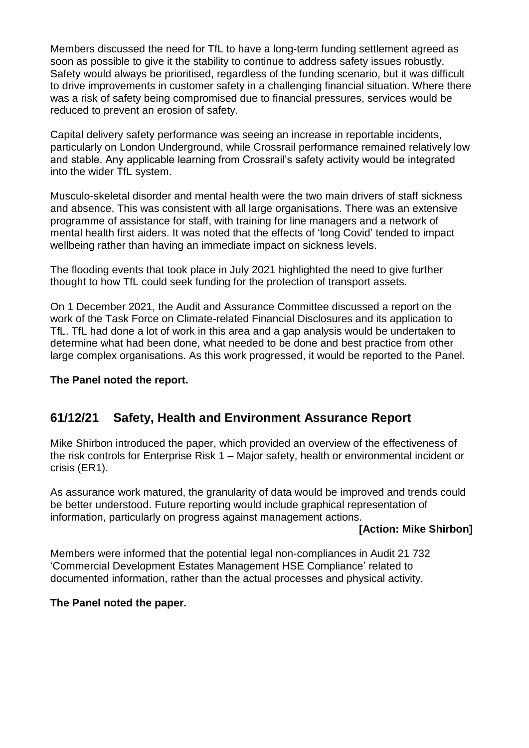Members discussed the need for TfL to have a long-term funding settlement agreed as soon as possible to give it the stability to continue to address safety issues robustly. Safety would always be prioritised, regardless of the funding scenario, but it was difficult to drive improvements in customer safety in a challenging financial situation. Where there was a risk of safety being compromised due to financial pressures, services would be reduced to prevent an erosion of safety.

Capital delivery safety performance was seeing an increase in reportable incidents, particularly on London Underground, while Crossrail performance remained relatively low and stable. Any applicable learning from Crossrail's safety activity would be integrated into the wider TfL system.

Musculo-skeletal disorder and mental health were the two main drivers of staff sickness and absence. This was consistent with all large organisations. There was an extensive programme of assistance for staff, with training for line managers and a network of mental health first aiders. It was noted that the effects of 'long Covid' tended to impact wellbeing rather than having an immediate impact on sickness levels.

The flooding events that took place in July 2021 highlighted the need to give further thought to how TfL could seek funding for the protection of transport assets.

On 1 December 2021, the Audit and Assurance Committee discussed a report on the work of the Task Force on Climate-related Financial Disclosures and its application to TfL. TfL had done a lot of work in this area and a gap analysis would be undertaken to determine what had been done, what needed to be done and best practice from other large complex organisations. As this work progressed, it would be reported to the Panel.

**The Panel noted the report.**

## 61/12/21 Safety, Health and Environment Assurance Report

Mike Shirbon introduced the paper, which provided an overview of the effectiveness of the risk controls for Enterprise Risk 1 – Major safety, health or environmental incident or crisis (ER1).

As assurance work matured, the granularity of data would be improved and trends could be better understood. Future reporting would include graphical representation of information, particularly on progress against management actions.

**[Action: Mike Shirbon]**

Members were informed that the potential legal non-compliances in Audit 21 732 'Commercial Development Estates Management HSE Compliance' related to documented information, rather than the actual processes and physical activity.

**The Panel noted the paper.**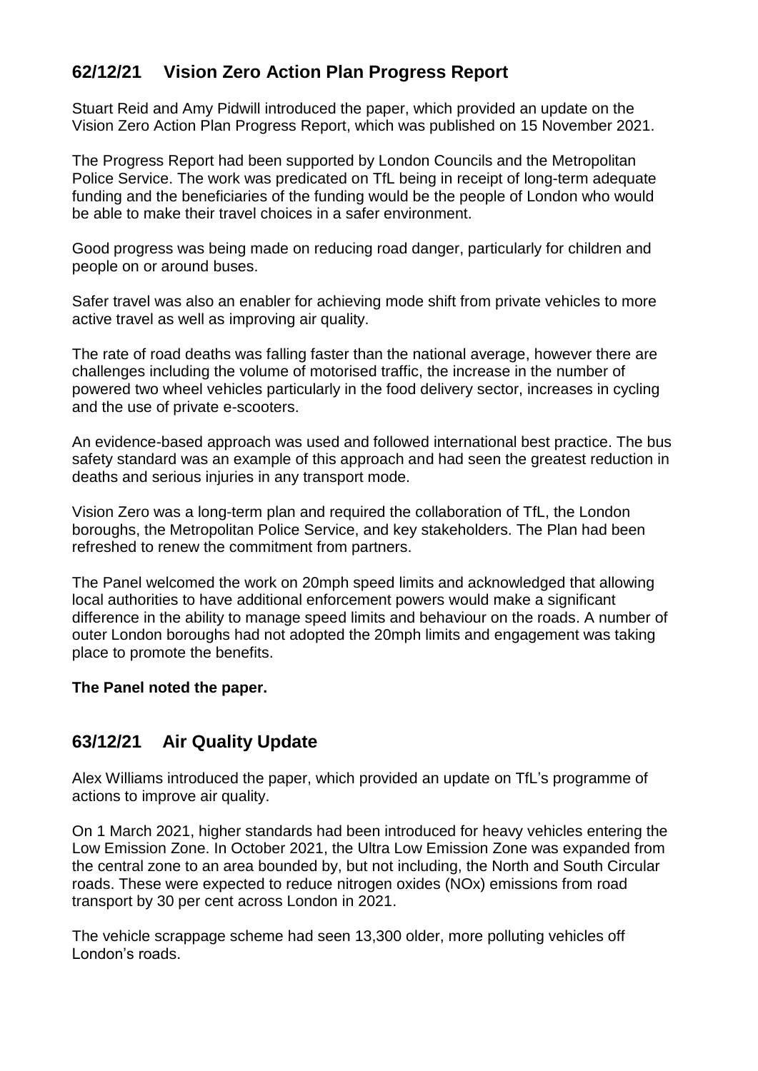## 62/12/21 Vision Zero Action Plan Progress Report

Stuart Reid and Amy Pidwill introduced the paper, which provided an update on the Vision Zero Action Plan Progress Report, which was published on 15 November 2021.

The Progress Report had been supported by London Councils and the Metropolitan Police Service. The work was predicated on TfL being in receipt of long-term adequate funding and the beneficiaries of the funding would be the people of London who would be able to make their travel choices in a safer environment.

Good progress was being made on reducing road danger, particularly for children and people on or around buses.

Safer travel was also an enabler for achieving mode shift from private vehicles to more active travel as well as improving air quality.

The rate of road deaths was falling faster than the national average, however there are challenges including the volume of motorised traffic, the increase in the number of powered two wheel vehicles particularly in the food delivery sector, increases in cycling and the use of private e-scooters.

An evidence-based approach was used and followed international best practice. The bus safety standard was an example of this approach and had seen the greatest reduction in deaths and serious injuries in any transport mode.

Vision Zero was a long-term plan and required the collaboration of TfL, the London boroughs, the Metropolitan Police Service, and key stakeholders. The Plan had been refreshed to renew the commitment from partners.

The Panel welcomed the work on 20mph speed limits and acknowledged that allowing local authorities to have additional enforcement powers would make a significant difference in the ability to manage speed limits and behaviour on the roads. A number of outer London boroughs had not adopted the 20mph limits and engagement was taking place to promote the benefits.

**The Panel noted the paper.**

## 63/12/21 Air Quality Update

Alex Williams introduced the paper, which provided an update on TfL's programme of actions to improve air quality.

On 1 March 2021, higher standards had been introduced for heavy vehicles entering the Low Emission Zone. In October 2021, the Ultra Low Emission Zone was expanded from the central zone to an area bounded by, but not including, the North and South Circular roads. These were expected to reduce nitrogen oxides (NOx) emissions from road transport by 30 per cent across London in 2021.

The vehicle scrappage scheme had seen 13,300 older, more polluting vehicles off London's roads.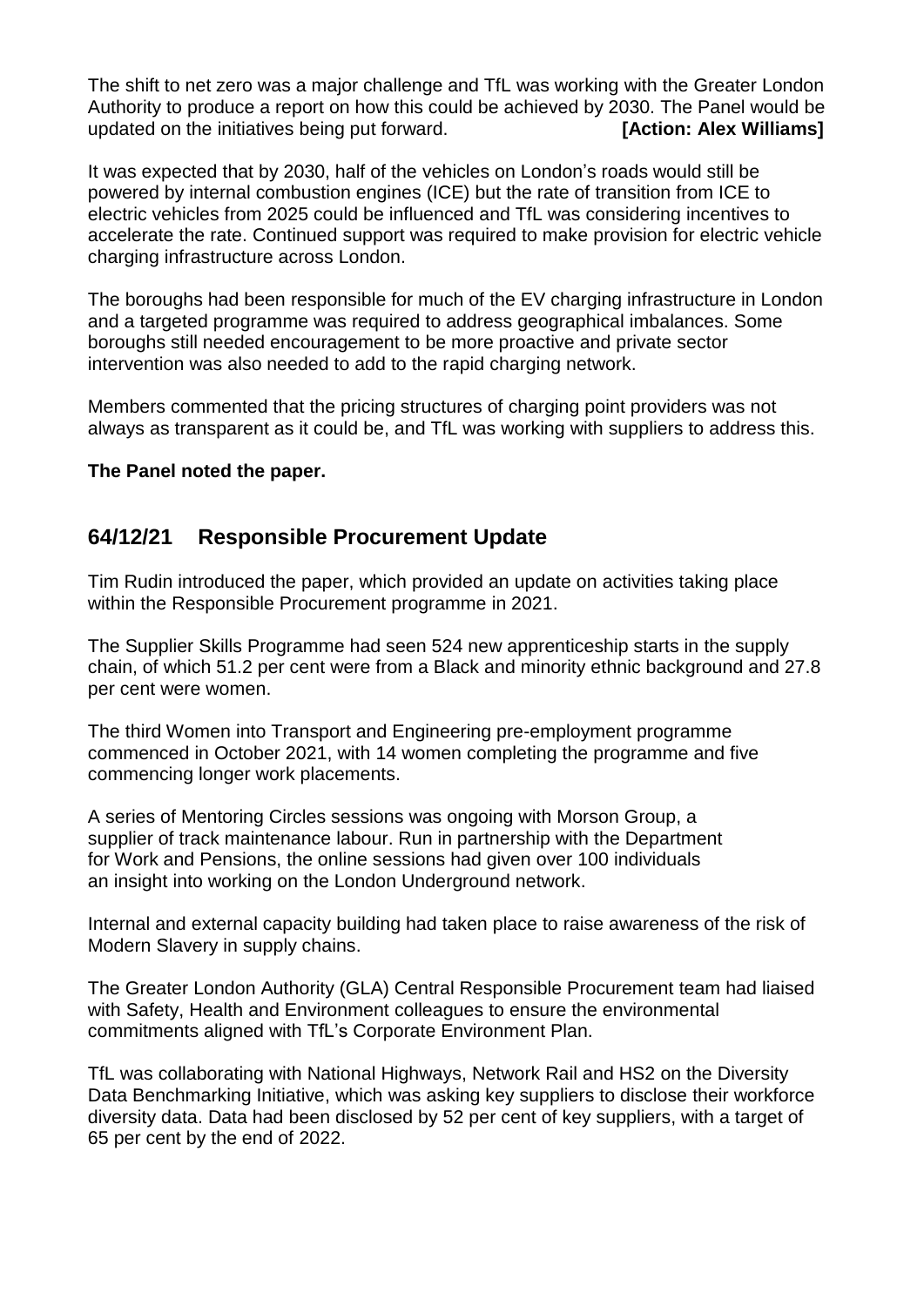The shift to net zero was a major challenge and TfL was working with the Greater London Authority to produce a report on how this could be achieved by 2030. The Panel would be updated on the initiatives being put forward. **[Action: Alex Williams]**

It was expected that by 2030, half of the vehicles on London's roads would still be powered by internal combustion engines (ICE) but the rate of transition from ICE to electric vehicles from 2025 could be influenced and TfL was considering incentives to accelerate the rate. Continued support was required to make provision for electric vehicle charging infrastructure across London.

The boroughs had been responsible for much of the EV charging infrastructure in London and a targeted programme was required to address geographical imbalances. Some boroughs still needed encouragement to be more proactive and private sector intervention was also needed to add to the rapid charging network.

Members commented that the pricing structures of charging point providers was not always as transparent as it could be, and TfL was working with suppliers to address this.

**The Panel noted the paper.**

## 64/12/21 Responsible Procurement Update

Tim Rudin introduced the paper, which provided an update on activities taking place within the Responsible Procurement programme in 2021.

The Supplier Skills Programme had seen 524 new apprenticeship starts in the supply chain, of which 51.2 per cent were from a Black and minority ethnic background and 27.8 per cent were women.

The third Women into Transport and Engineering pre-employment programme commenced in October 2021, with 14 women completing the programme and five commencing longer work placements.

A series of Mentoring Circles sessions was ongoing with Morson Group, a supplier of track maintenance labour. Run in partnership with the Department for Work and Pensions, the online sessions had given over 100 individuals an insight into working on the London Underground network.

Internal and external capacity building had taken place to raise awareness of the risk of Modern Slavery in supply chains.

The Greater London Authority (GLA) Central Responsible Procurement team had liaised with Safety, Health and Environment colleagues to ensure the environmental commitments aligned with TfL's Corporate Environment Plan.

TfL was collaborating with National Highways, Network Rail and HS2 on the Diversity Data Benchmarking Initiative, which was asking key suppliers to disclose their workforce diversity data. Data had been disclosed by 52 per cent of key suppliers, with a target of 65 per cent by the end of 2022.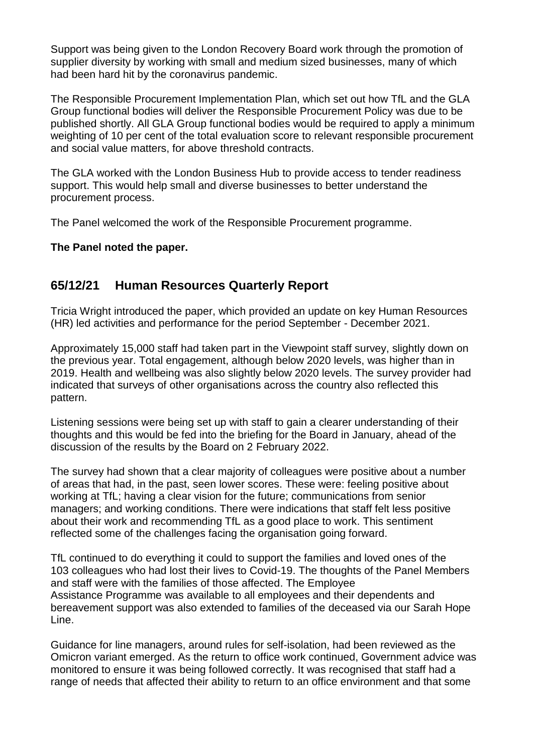Support was being given to the London Recovery Board work through the promotion of supplier diversity by working with small and medium sized businesses, many of which had been hard hit by the coronavirus pandemic.

The Responsible Procurement Implementation Plan, which set out how TfL and the GLA Group functional bodies will deliver the Responsible Procurement Policy was due to be published shortly. All GLA Group functional bodies would be required to apply a minimum weighting of 10 per cent of the total evaluation score to relevant responsible procurement and social value matters, for above threshold contracts.

The GLA worked with the London Business Hub to provide access to tender readiness support. This would help small and diverse businesses to better understand the procurement process.

The Panel welcomed the work of the Responsible Procurement programme.

**The Panel noted the paper.**

## 65/12/21 Human Resources Quarterly Report

Tricia Wright introduced the paper, which provided an update on key Human Resources (HR) led activities and performance for the period September - December 2021.

Approximately 15,000 staff had taken part in the Viewpoint staff survey, slightly down on the previous year. Total engagement, although below 2020 levels, was higher than in 2019. Health and wellbeing was also slightly below 2020 levels. The survey provider had indicated that surveys of other organisations across the country also reflected this pattern.

Listening sessions were being set up with staff to gain a clearer understanding of their thoughts and this would be fed into the briefing for the Board in January, ahead of the discussion of the results by the Board on 2 February 2022.

The survey had shown that a clear majority of colleagues were positive about a number of areas that had, in the past, seen lower scores. These were: feeling positive about working at TfL; having a clear vision for the future; communications from senior managers; and working conditions. There were indications that staff felt less positive about their work and recommending TfL as a good place to work. This sentiment reflected some of the challenges facing the organisation going forward.

TfL continued to do everything it could to support the families and loved ones of the 103 colleagues who had lost their lives to Covid-19. The thoughts of the Panel Members and staff were with the families of those affected. The Employee Assistance Programme was available to all employees and their dependents and bereavement support was also extended to families of the deceased via our Sarah Hope Line.

Guidance for line managers, around rules for self-isolation, had been reviewed as the Omicron variant emerged. As the return to office work continued, Government advice was monitored to ensure it was being followed correctly. It was recognised that staff had a range of needs that affected their ability to return to an office environment and that some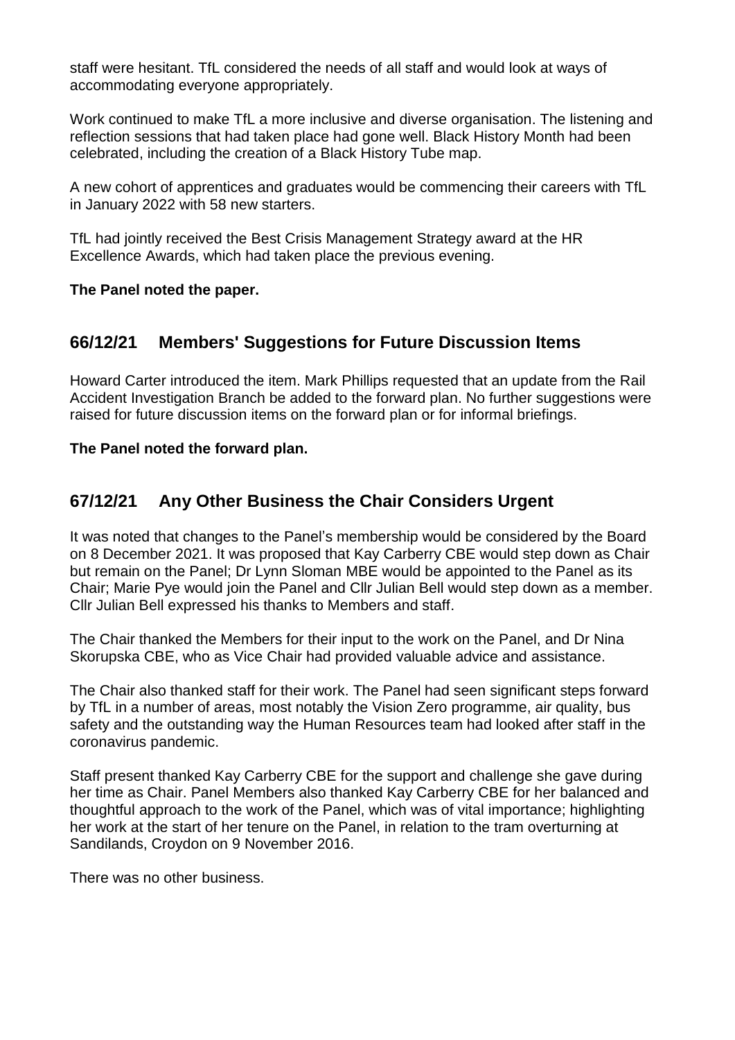staff were hesitant. TfL considered the needs of all staff and would look at ways of accommodating everyone appropriately.

Work continued to make TfL a more inclusive and diverse organisation. The listening and reflection sessions that had taken place had gone well. Black History Month had been celebrated, including the creation of a Black History Tube map.

A new cohort of apprentices and graduates would be commencing their careers with TfL in January 2022 with 58 new starters.

TfL had jointly received the Best Crisis Management Strategy award at the HR Excellence Awards, which had taken place the previous evening.

**The Panel noted the paper.**

## 66/12/21 Members' Suggestions for Future Discussion Items

Howard Carter introduced the item. Mark Phillips requested that an update from the Rail Accident Investigation Branch be added to the forward plan. No further suggestions were raised for future discussion items on the forward plan or for informal briefings.

**The Panel noted the forward plan.**

## 67/12/21 Any Other Business the Chair Considers Urgent

It was noted that changes to the Panel's membership would be considered by the Board on 8 December 2021. It was proposed that Kay Carberry CBE would step down as Chair but remain on the Panel; Dr Lynn Sloman MBE would be appointed to the Panel as its Chair; Marie Pye would join the Panel and Cllr Julian Bell would step down as a member. Cllr Julian Bell expressed his thanks to Members and staff.

The Chair thanked the Members for their input to the work on the Panel, and Dr Nina Skorupska CBE, who as Vice Chair had provided valuable advice and assistance.

The Chair also thanked staff for their work. The Panel had seen significant steps forward by TfL in a number of areas, most notably the Vision Zero programme, air quality, bus safety and the outstanding way the Human Resources team had looked after staff in the coronavirus pandemic.

Staff present thanked Kay Carberry CBE for the support and challenge she gave during her time as Chair. Panel Members also thanked Kay Carberry CBE for her balanced and thoughtful approach to the work of the Panel, which was of vital importance; highlighting her work at the start of her tenure on the Panel, in relation to the tram overturning at Sandilands, Croydon on 9 November 2016.

There was no other business.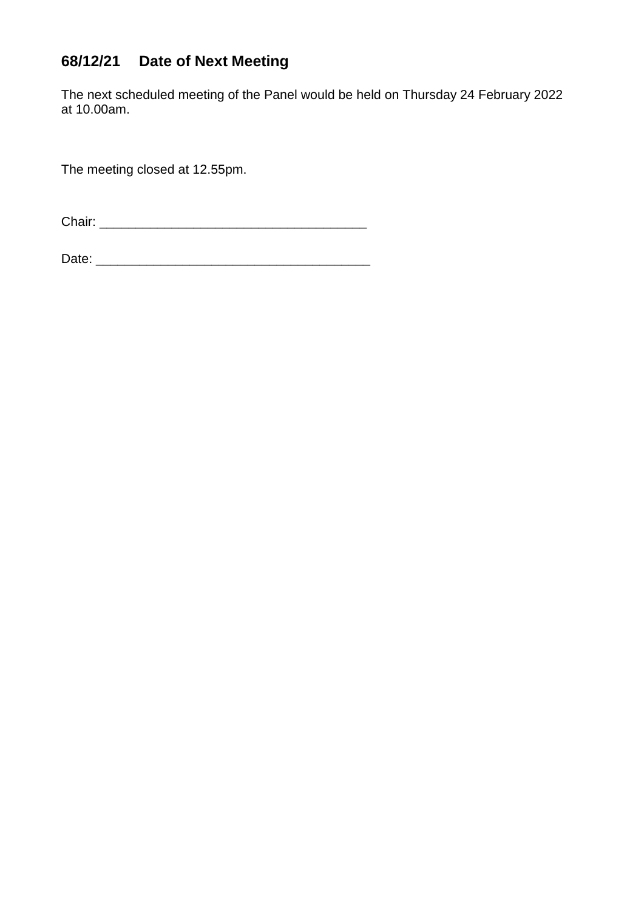## 68/12/21 Date of Next Meeting

The next scheduled meeting of the Panel would be held on Thursday 24 February 2022 at 10.00am.

The meeting closed at 12.55pm.

Chair: _____________________________________

Date: ______________________________________